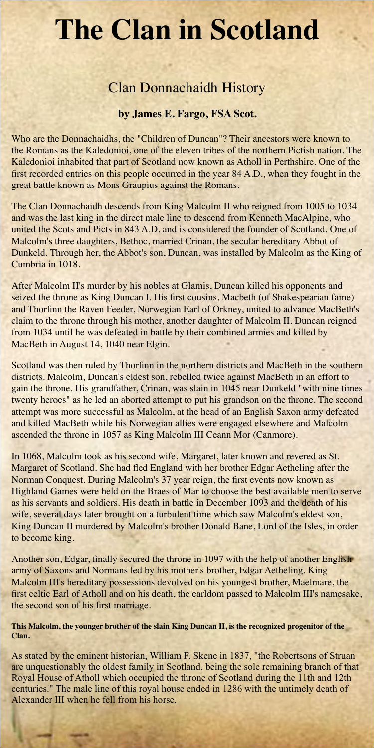# The Clan in Scotland

## Clan Donnachaidh History

**by James E. Fargo, FSA Scot.**

Who are the Donnachaidhs, the "Children of Duncan"? Their ancestors were known to the Romans as the Kaledonioi, one of the eleven tribes of the northern Pictish nation. The Kaledonioi inhabited that part of Scotland now known as Atholl in Perthshire. One of the first recorded entries on this people occurred in the year 84 A.D., when they fought in the great battle known as Mons Graupius against the Romans.

The Clan Donnachaidh descends from King Malcolm II who reigned from 1005 to 1034 and was the last king in the direct male line to descend from Kenneth MacAlpine, who united the Scots and Picts in 843 A.D. and is considered the founder of Scotland. One of Malcolm's three daughters, Bethoc, married Crinan, the secular hereditary Abbot of Dunkeld. Through her, the Abbot's son, Duncan, was installed by Malcolm as the King of Cumbria in 1018.

After Malcolm II's murder by his nobles at Glamis, Duncan killed his opponents and seized the throne as King Duncan I. His first cousins, Macbeth (of Shakespearian fame) and Thorfinn the Raven Feeder, Norwegian Earl of Orkney, united to advance MacBeth's claim to the throne through his mother, another daughter of Malcolm II. Duncan reigned from 1034 until he was defeated in battle by their combined armies and killed by MacBeth in August 14, 1040 near Elgin.

Scotland was then ruled by Thorfinn in the northern districts and MacBeth in the southern districts. Malcolm, Duncan's eldest son, rebelled twice against MacBeth in an effort to gain the throne. His grandfather, Crinan, was slain in 1045 near Dunkeld "with nine times twenty heroes" as he led an aborted attempt to put his grandson on the throne. The second attempt was more successful as Malcolm, at the head of an English Saxon army defeated and killed MacBeth while his Norwegian allies were engaged elsewhere and Malcolm ascended the throne in 1057 as King Malcolm III Ceann Mor (Canmore).

In 1068, Malcolm took as his second wife, Margaret, later known and revered as St. Margaret of Scotland. She had fled England with her brother Edgar Aetheling after the Norman Conquest. During Malcolm's 37 year reign, the first events now known as Highland Games were held on the Braes of Mar to choose the best available men to serve as his servants and soldiers. His death in battle in December 1093 and the death of his wife, several days later brought on a turbulent time which saw Malcolm's eldest son, King Duncan II murdered by Malcolm's brother Donald Bane, Lord of the Isles, in order to become king.

Another son, Edgar, finally secured the throne in 1097 with the help of another English army of Saxons and Normans led by his mother's brother, Edgar Aetheling. King Malcolm III's hereditary possessions devolved on his youngest brother, Maelmare, the first celtic Earl of Atholl and on his death, the earldom passed to Malcolm III's namesake, the second son of his first marriage.

**This Malcolm, the younger brother of the slain King Duncan II, is the recognized progenitor of the Clan.**

As stated by the eminent historian, William F. Skene in 1837, "the Robertsons of Struan are unquestionably the oldest family in Scotland, being the sole remaining branch of that Royal House of Atholl which occupied the throne of Scotland during the 11th and 12th centuries." The male line of this royal house ended in 1286 with the untimely death of Alexander III when he fell from his horse.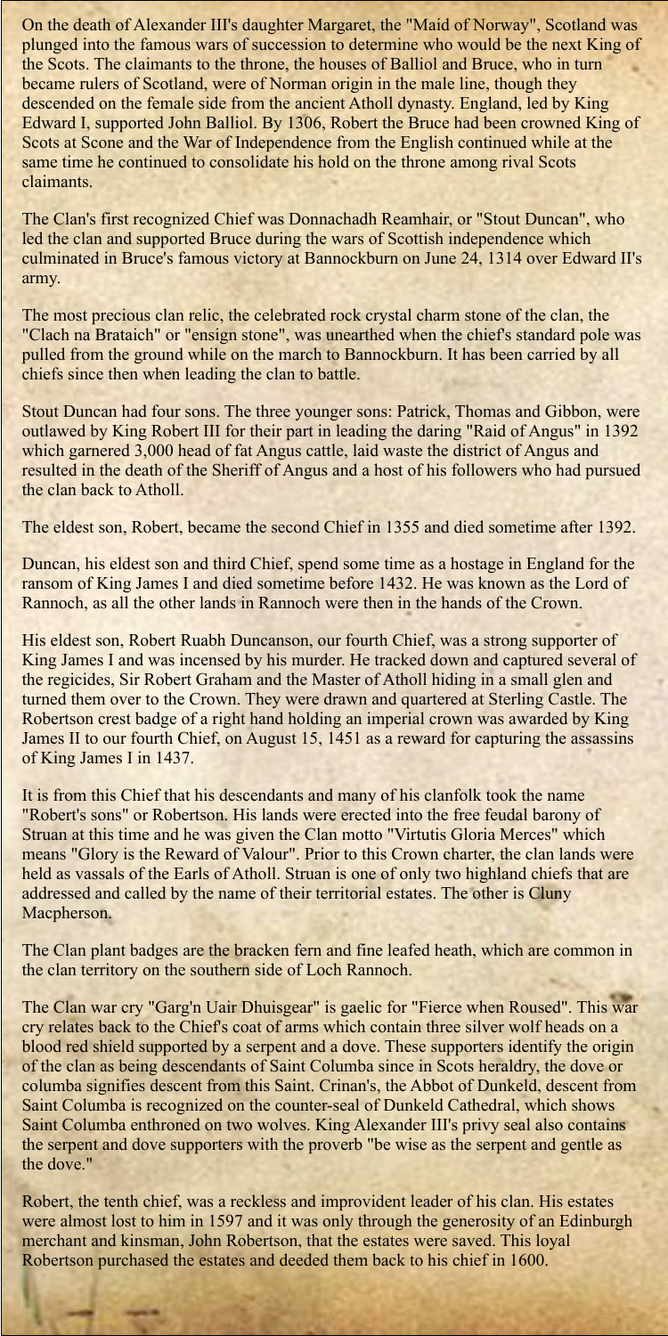On the death of Alexander III's daughter Margaret, the "Maid of Norway", Scotland was plunged into the famous wars of succession to determine who would be the next King of the Scots. The claimants to the throne, the houses of Balliol and Bruce, who in turn became rulers of Scotland, were of Norman origin in the male line, though they descended on the female side from the ancient Atholl dynasty. England, led by King Edward I, supported John Balliol. By 1306, Robert the Bruce had been crowned King of Scots at Scone and the War of Independence from the English continued while at the same time he continued to consolidate his hold on the throne among rival Scots claimants.

The Clan's first recognized Chief was Donnachadh Reamhair, or "Stout Duncan", who led the clan and supported Bruce during the wars of Scottish independence which culminated in Bruce's famous victory at Bannockburn on June 24, 1314 over Edward II's army.

The most precious clan relic, the celebrated rock crystal charm stone of the clan, the "Clach na Brataich" or "ensign stone", was unearthed when the chief's standard pole was pulled from the ground while on the march to Bannockburn. It has been carried by all chiefs since then when leading the clan to battle.

Stout Duncan had four sons. The three younger sons: Patrick, Thomas and Gibbon, were outlawed by King Robert III for their part in leading the daring "Raid of Angus" in 1392 which garnered 3,000 head of fat Angus cattle, laid waste the district of Angus and resulted in the death of the Sheriff of Angus and a host of his followers who had pursued the clan back to Atholl.

The eldest son, Robert, became the second Chief in 1355 and died sometime after 1392.

Duncan, his eldest son and third Chief, spend some time as a hostage in England for the ransom of King James I and died sometime before 1432. He was known as the Lord of Rannoch, as all the other lands in Rannoch were then in the hands of the Crown.

His eldest son, Robert Ruabh Duncanson, our fourth Chief, was a strong supporter of King James I and was incensed by his murder. He tracked down and captured several of the regicides, Sir Robert Graham and the Master of Atholl hiding in a small glen and turned them over to the Crown. They were drawn and quartered at Sterling Castle. The Robertson crest badge of a right hand holding an imperial crown was awarded by King James II to our fourth Chief, on August 15, 1451 as a reward for capturing the assassins of King James I in 1437.

It is from this Chief that his descendants and many of his clanfolk took the name "Robert's sons" or Robertson. His lands were erected into the free feudal barony of Struan at this time and he was given the Clan motto "Virtutis Gloria Merces" which means "Glory is the Reward of Valour". Prior to this Crown charter, the clan lands were held as vassals of the Earls of Atholl. Struan is one of only two highland chiefs that are addressed and called by the name of their territorial estates. The other is Cluny Macpherson.

The Clan plant badges are the bracken fern and fine leafed heath, which are common in the clan territory on the southern side of Loch Rannoch.

The Clan war cry "Garg'n Uair Dhuisgear" is gaelic for "Fierce when Roused". This war cry relates back to the Chief's coat of arms which contain three silver wolf heads on a blood red shield supported by a serpent and a dove. These supporters identify the origin of the clan as being descendants of Saint Columba since in Scots heraldry, the dove or columba signifies descent from this Saint. Crinan's, the Abbot of Dunkeld, descent from Saint Columba is recognized on the counter-seal of Dunkeld Cathedral, which shows Saint Columba enthroned on two wolves. King Alexander III's privy seal also contains the serpent and dove supporters with the proverb "be wise as the serpent and gentle as the dove."

Robert, the tenth chief, was a reckless and improvident leader of his clan. His estates were almost lost to him in 1597 and it was only through the generosity of an Edinburgh merchant and kinsman, John Robertson, that the estates were saved. This loyal Robertson purchased the estates and deeded them back to his chief in 1600.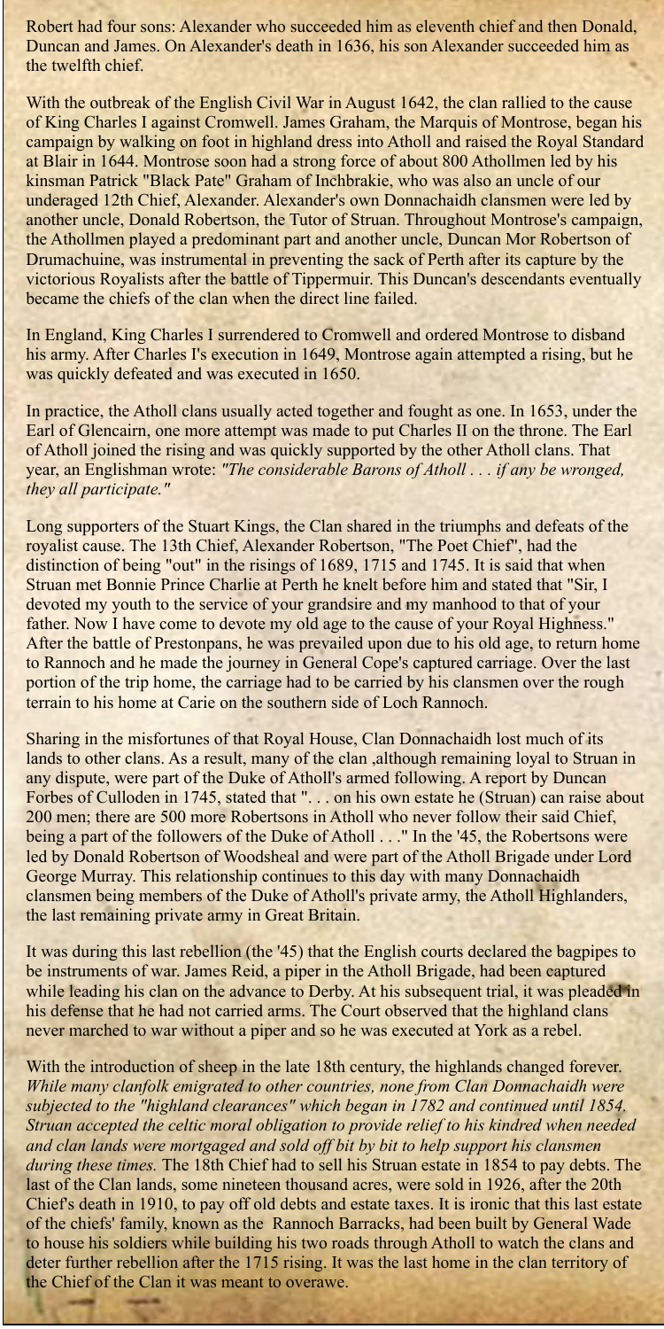Robert had four sons: Alexander who succeeded him as eleventh chief and then Donald, Duncan and James. On Alexander's death in 1636, his son Alexander succeeded him as the twelfth chief.

With the outbreak of the English Civil War in August 1642, the clan rallied to the cause of King Charles I against Cromwell. James Graham, the Marquis of Montrose, began his campaign by walking on foot in highland dress into Atholl and raised the Royal Standard at Blair in 1644. Montrose soon had a strong force of about 800 Athollmen led by his kinsman Patrick "Black Pate" Graham of Inchbrakie, who was also an uncle of our underaged 12th Chief, Alexander. Alexander's own Donnachaidh clansmen were led by another uncle, Donald Robertson, the Tutor of Struan. Throughout Montrose's campaign, the Athollmen played a predominant part and another uncle, Duncan Mor Robertson of Drumachuine, was instrumental in preventing the sack of Perth after its capture by the victorious Royalists after the battle of Tippermuir. This Duncan's descendants eventually became the chiefs of the clan when the direct line failed.

In England, King Charles I surrendered to Cromwell and ordered Montrose to disband his army. After Charles I's execution in 1649, Montrose again attempted a rising, but he was quickly defeated and was executed in 1650.

In practice, the Atholl clans usually acted together and fought as one. In 1653, under the Earl of Glencairn, one more attempt was made to put Charles II on the throne. The Earl of Atholl joined the rising and was quickly supported by the other Atholl clans. That year, an Englishman wrote: *"The considerable Barons of Atholl . . . if any be wronged, they all participate."*

Long supporters of the Stuart Kings, the Clan shared in the triumphs and defeats of the royalist cause. The 13th Chief, Alexander Robertson, "The Poet Chief", had the distinction of being "out" in the risings of 1689, 1715 and 1745. It is said that when Struan met Bonnie Prince Charlie at Perth he knelt before him and stated that "Sir, I devoted my youth to the service of your grandsire and my manhood to that of your father. Now I have come to devote my old age to the cause of your Royal Highness." After the battle of Prestonpans, he was prevailed upon due to his old age, to return home to Rannoch and he made the journey in General Cope's captured carriage. Over the last portion of the trip home, the carriage had to be carried by his clansmen over the rough terrain to his home at Carie on the southern side of Loch Rannoch.

Sharing in the misfortunes of that Royal House, Clan Donnachaidh lost much of its lands to other clans. As a result, many of the clan ,although remaining loyal to Struan in any dispute, were part of the Duke of Atholl's armed following. A report by Duncan Forbes of Culloden in 1745, stated that ". . . on his own estate he (Struan) can raise about 200 men; there are 500 more Robertsons in Atholl who never follow their said Chief, being a part of the followers of the Duke of Atholl . . ." In the '45, the Robertsons were led by Donald Robertson of Woodsheal and were part of the Atholl Brigade under Lord George Murray. This relationship continues to this day with many Donnachaidh clansmen being members of the Duke of Atholl's private army, the Atholl Highlanders, the last remaining private army in Great Britain.

It was during this last rebellion (the '45) that the English courts declared the bagpipes to be instruments of war. James Reid, a piper in the Atholl Brigade, had been captured while leading his clan on the advance to Derby. At his subsequent trial, it was pleaded in his defense that he had not carried arms. The Court observed that the highland clans never marched to war without a piper and so he was executed at York as a rebel.

With the introduction of sheep in the late 18th century, the highlands changed forever. *While many clanfolk emigrated to other countries, none from Clan Donnachaidh were subjected to the "highland clearances" which began in 1782 and continued until 1854. Struan accepted the celtic moral obligation to provide relief to his kindred when needed and clan lands were mortgaged and sold off bit by bit to help support his clansmen during these times.* The 18th Chief had to sell his Struan estate in 1854 to pay debts. The last of the Clan lands, some nineteen thousand acres, were sold in 1926, after the 20th Chief's death in 1910, to pay off old debts and estate taxes. It is ironic that this last estate of the chiefs' family, known as the Rannoch Barracks, had been built by General Wade to house his soldiers while building his two roads through Atholl to watch the clans and deter further rebellion after the 1715 rising. It was the last home in the clan territory of the Chief of the Clan it was meant to overawe.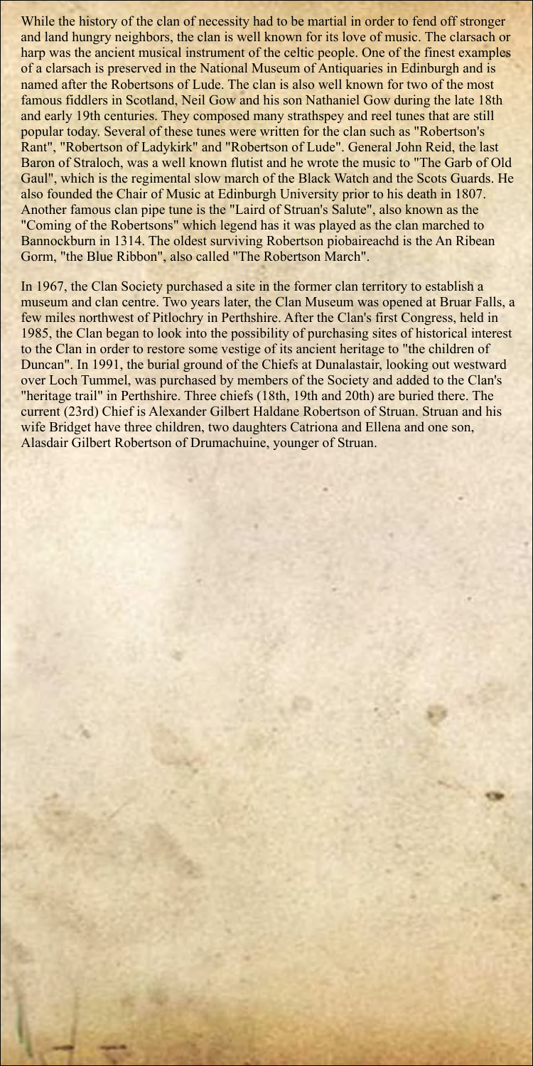While the history of the clan of necessity had to be martial in order to fend off stronger and land hungry neighbors, the clan is well known for its love of music. The clarsach or harp was the ancient musical instrument of the celtic people. One of the finest examples of a clarsach is preserved in the National Museum of Antiquaries in Edinburgh and is named after the Robertsons of Lude. The clan is also well known for two of the most famous fiddlers in Scotland, Neil Gow and his son Nathaniel Gow during the late 18th and early 19th centuries. They composed many strathspey and reel tunes that are still popular today. Several of these tunes were written for the clan such as "Robertson's Rant", "Robertson of Ladykirk" and "Robertson of Lude". General John Reid, the last Baron of Straloch, was a well known flutist and he wrote the music to "The Garb of Old Gaul", which is the regimental slow march of the Black Watch and the Scots Guards. He also founded the Chair of Music at Edinburgh University prior to his death in 1807. Another famous clan pipe tune is the "Laird of Struan's Salute", also known as the "Coming of the Robertsons" which legend has it was played as the clan marched to Bannockburn in 1314. The oldest surviving Robertson piobaireachd is the An Ribean Gorm, "the Blue Ribbon", also called "The Robertson March".

In 1967, the Clan Society purchased a site in the former clan territory to establish a museum and clan centre. Two years later, the Clan Museum was opened at Bruar Falls, a few miles northwest of Pitlochry in Perthshire. After the Clan's first Congress, held in 1985, the Clan began to look into the possibility of purchasing sites of historical interest to the Clan in order to restore some vestige of its ancient heritage to "the children of Duncan". In 1991, the burial ground of the Chiefs at Dunalastair, looking out westward over Loch Tummel, was purchased by members of the Society and added to the Clan's "heritage trail" in Perthshire. Three chiefs (18th, 19th and 20th) are buried there. The current (23rd) Chief is Alexander Gilbert Haldane Robertson of Struan. Struan and his wife Bridget have three children, two daughters Catriona and Ellena and one son, Alasdair Gilbert Robertson of Drumachuine, younger of Struan.